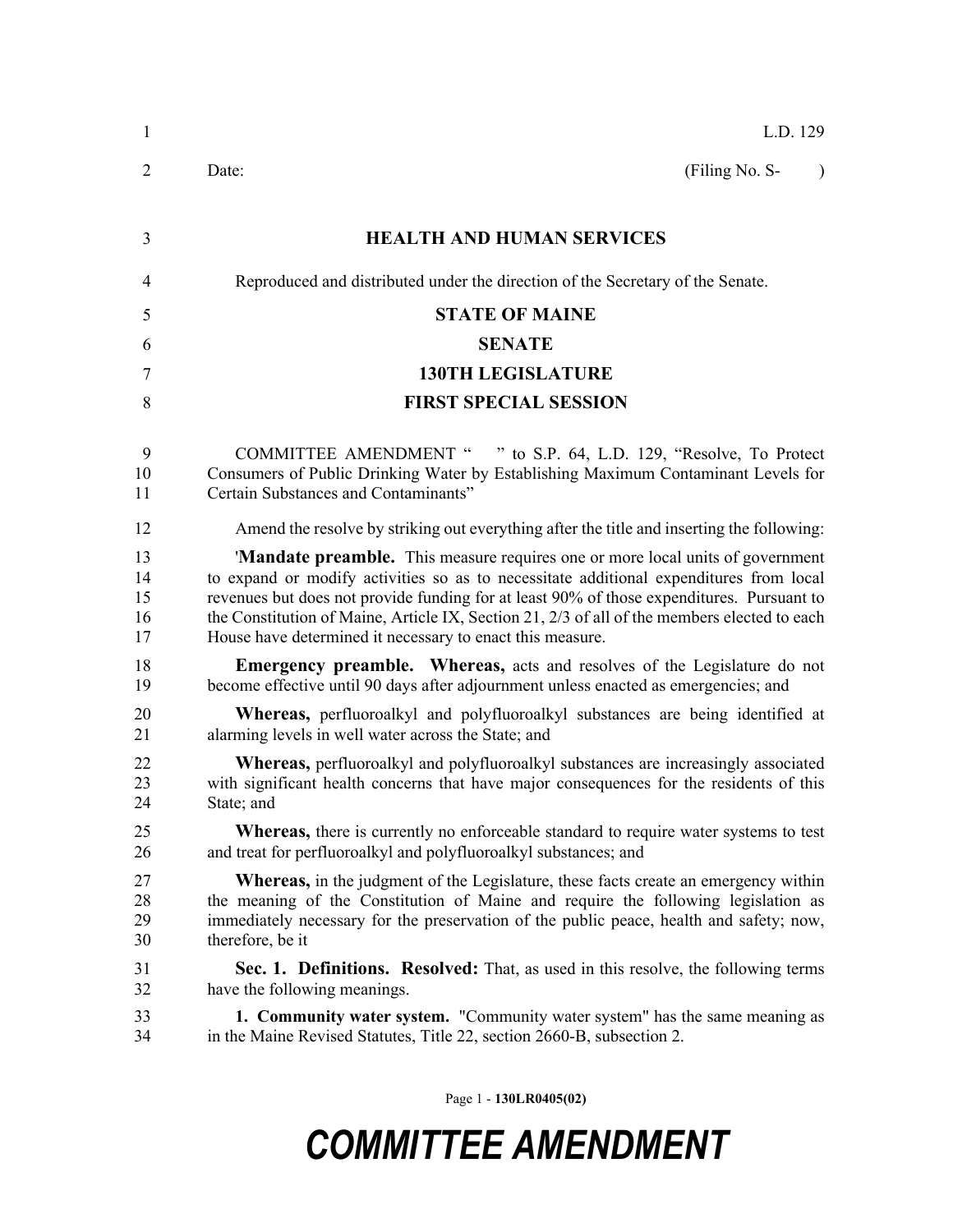L.D. 129

Date: (Filing No. S- )

**HEALTH AND HUMAN SERVICES**

Reproduced and distributed under the direction of the Secretary of the Senate.

**STATE OF MAINE**

**SENATE**

**130TH LEGISLATURE**

**FIRST SPECIAL SESSION**

COMMITTEE AMENDMENT " " to S.P. 64, L.D. 129, "Resolve, To Protect Consumers of Public Drinking Water by Establishing Maximum Contaminant Levels for Certain Substances and Contaminants"

Amend the resolve by striking out everything after the title and inserting the following:

'**Mandate preamble.** This measure requires one or more local units of government to expand or modify activities so as to necessitate additional expenditures from local revenues but does not provide funding for at least 90% of those expenditures. Pursuant to the Constitution of Maine, Article IX, Section 21, 2/3 of all of the members elected to each House have determined it necessary to enact this measure.

**Emergency preamble. Whereas,** acts and resolves of the Legislature do not become effective until 90 days after adjournment unless enacted as emergencies; and

**Whereas,** perfluoroalkyl and polyfluoroalkyl substances are being identified at alarming levels in well water across the State; and

**Whereas,** perfluoroalkyl and polyfluoroalkyl substances are increasingly associated with significant health concerns that have major consequences for the residents of this State; and

**Whereas,** there is currently no enforceable standard to require water systems to test and treat for perfluoroalkyl and polyfluoroalkyl substances; and

**Whereas,** in the judgment of the Legislature, these facts create an emergency within the meaning of the Constitution of Maine and require the following legislation as immediately necessary for the preservation of the public peace, health and safety; now, therefore, be it

**Sec. 1. Definitions. Resolved:** That, as used in this resolve, the following terms have the following meanings.

**1. Community water system.** "Community water system" has the same meaning as in the Maine Revised Statutes, Title 22, section 2660-B, subsection 2.

**COMMITTEE AMENDMENT**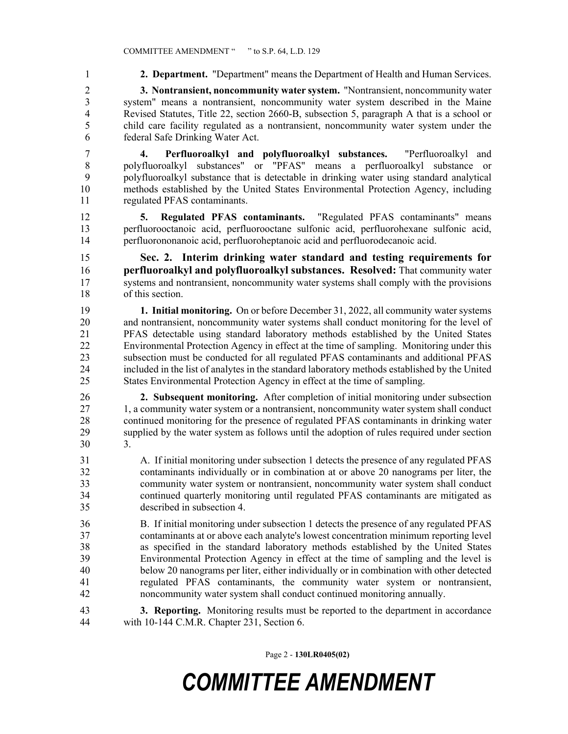**2. Department.** "Department" means the Department of Health and Human Services.

**3. Nontransient, noncommunity water system.** "Nontransient, noncommunity water system" means a nontransient, noncommunity water system described in the Maine Revised Statutes, Title 22, section 2660-B, subsection 5, paragraph A that is a school or child care facility regulated as a nontransient, noncommunity water system under the federal Safe Drinking Water Act.

**4. Perfluoroalkyl and polyfluoroalkyl substances.** "Perfluoroalkyl and polyfluoroalkyl substances" or "PFAS" means a perfluoroalkyl substance or polyfluoroalkyl substance that is detectable in drinking water using standard analytical methods established by the United States Environmental Protection Agency, including regulated PFAS contaminants.

**5. Regulated PFAS contaminants.** "Regulated PFAS contaminants" means perfluorooctanoic acid, perfluorooctane sulfonic acid, perfluorohexane sulfonic acid, perfluorononanoic acid, perfluoroheptanoic acid and perfluorodecanoic acid.

**Sec. 2. Interim drinking water standard and testing requirements for perfluoroalkyl and polyfluoroalkyl substances. Resolved:** That community water systems and nontransient, noncommunity water systems shall comply with the provisions of this section.

**1. Initial monitoring.** On or before December 31, 2022, all community water systems and nontransient, noncommunity water systems shall conduct monitoring for the level of PFAS detectable using standard laboratory methods established by the United States Environmental Protection Agency in effect at the time of sampling. Monitoring under this subsection must be conducted for all regulated PFAS contaminants and additional PFAS included in the list of analytes in the standard laboratory methods established by the United States Environmental Protection Agency in effect at the time of sampling.

**2. Subsequent monitoring.** After completion of initial monitoring under subsection 1, a community water system or a nontransient, noncommunity water system shall conduct continued monitoring for the presence of regulated PFAS contaminants in drinking water supplied by the water system as follows until the adoption of rules required under section 3.

A. If initial monitoring under subsection 1 detects the presence of any regulated PFAS contaminants individually or in combination at or above 20 nanograms per liter, the community water system or nontransient, noncommunity water system shall conduct continued quarterly monitoring until regulated PFAS contaminants are mitigated as described in subsection 4.

B. If initial monitoring under subsection 1 detects the presence of any regulated PFAS contaminants at or above each analyte's lowest concentration minimum reporting level as specified in the standard laboratory methods established by the United States Environmental Protection Agency in effect at the time of sampling and the level is below 20 nanograms per liter, either individually or in combination with other detected regulated PFAS contaminants, the community water system or nontransient, noncommunity water system shall conduct continued monitoring annually.

**3. Reporting.** Monitoring results must be reported to the department in accordance with 10-144 C.M.R. Chapter 231, Section 6.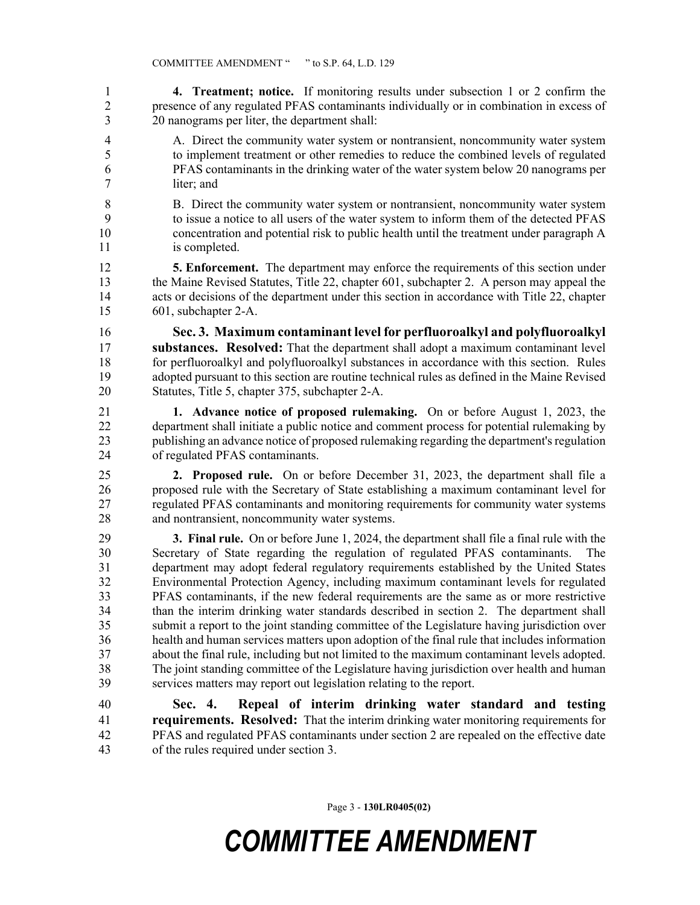**4. Treatment; notice.** If monitoring results under subsection 1 or 2 confirm the presence of any regulated PFAS contaminants individually or in combination in excess of 20 nanograms per liter, the department shall:

A. Direct the community water system or nontransient, noncommunity water system to implement treatment or other remedies to reduce the combined levels of regulated PFAS contaminants in the drinking water of the water system below 20 nanograms per liter; and

B. Direct the community water system or nontransient, noncommunity water system to issue a notice to all users of the water system to inform them of the detected PFAS concentration and potential risk to public health until the treatment under paragraph A is completed.

**5. Enforcement.** The department may enforce the requirements of this section under the Maine Revised Statutes, Title 22, chapter 601, subchapter 2. A person may appeal the acts or decisions of the department under this section in accordance with Title 22, chapter 601, subchapter 2-A.

**Sec. 3. Maximum contaminant level for perfluoroalkyl and polyfluoroalkyl substances. Resolved:** That the department shall adopt a maximum contaminant level for perfluoroalkyl and polyfluoroalkyl substances in accordance with this section. Rules adopted pursuant to this section are routine technical rules as defined in the Maine Revised Statutes, Title 5, chapter 375, subchapter 2-A.

**1. Advance notice of proposed rulemaking.** On or before August 1, 2023, the department shall initiate a public notice and comment process for potential rulemaking by publishing an advance notice of proposed rulemaking regarding the department's regulation of regulated PFAS contaminants.

**2. Proposed rule.** On or before December 31, 2023, the department shall file a proposed rule with the Secretary of State establishing a maximum contaminant level for regulated PFAS contaminants and monitoring requirements for community water systems and nontransient, noncommunity water systems.

**3. Final rule.** On or before June 1, 2024, the department shall file a final rule with the Secretary of State regarding the regulation of regulated PFAS contaminants. The department may adopt federal regulatory requirements established by the United States Environmental Protection Agency, including maximum contaminant levels for regulated PFAS contaminants, if the new federal requirements are the same as or more restrictive than the interim drinking water standards described in section 2. The department shall submit a report to the joint standing committee of the Legislature having jurisdiction over health and human services matters upon adoption of the final rule that includes information about the final rule, including but not limited to the maximum contaminant levels adopted. The joint standing committee of the Legislature having jurisdiction over health and human services matters may report out legislation relating to the report.

**Sec. 4. Repeal of interim drinking water standard and testing requirements. Resolved:** That the interim drinking water monitoring requirements for PFAS and regulated PFAS contaminants under section 2 are repealed on the effective date of the rules required under section 3.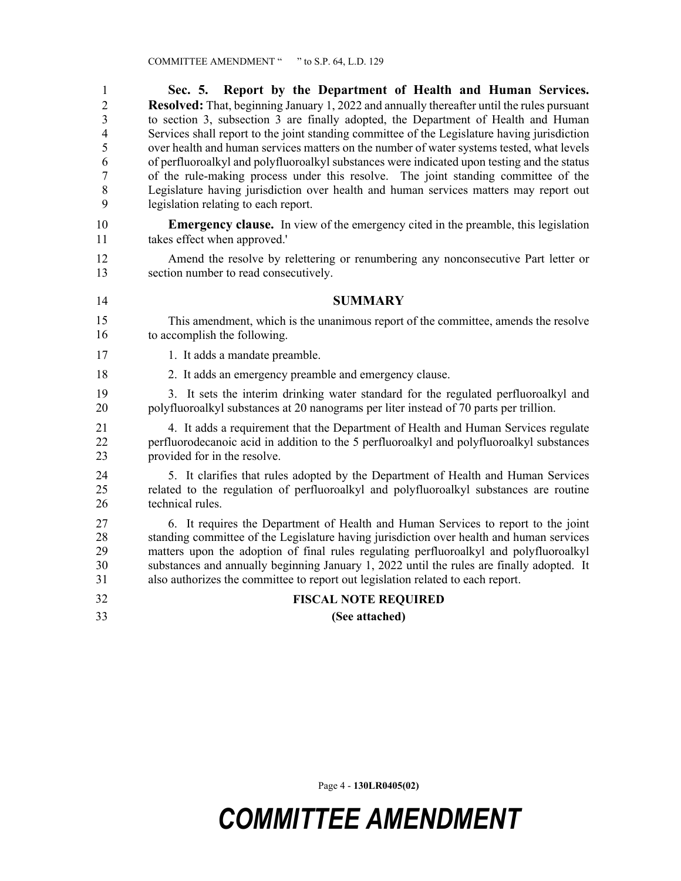**Sec. 5. Report by the Department of Health and Human Services. Resolved:** That, beginning January 1, 2022 and annually thereafter until the rules pursuant to section 3, subsection 3 are finally adopted, the Department of Health and Human Services shall report to the joint standing committee of the Legislature having jurisdiction over health and human services matters on the number of water systems tested, what levels of perfluoroalkyl and polyfluoroalkyl substances were indicated upon testing and the status of the rule-making process under this resolve. The joint standing committee of the Legislature having jurisdiction over health and human services matters may report out legislation relating to each report.

**Emergency clause.** In view of the emergency cited in the preamble, this legislation takes effect when approved.'

Amend the resolve by relettering or renumbering any nonconsecutive Part letter or section number to read consecutively.

## SUMMARY

This amendment, which is the unanimous report of the committee, amends the resolve to accomplish the following.

1. It adds a mandate preamble.

2. It adds an emergency preamble and emergency clause.

3. It sets the interim drinking water standard for the regulated perfluoroalkyl and polyfluoroalkyl substances at 20 nanograms per liter instead of 70 parts per trillion.

4. It adds a requirement that the Department of Health and Human Services regulate perfluorodecanoic acid in addition to the 5 perfluoroalkyl and polyfluoroalkyl substances provided for in the resolve.

5. It clarifies that rules adopted by the Department of Health and Human Services related to the regulation of perfluoroalkyl and polyfluoroalkyl substances are routine technical rules.

6. It requires the Department of Health and Human Services to report to the joint standing committee of the Legislature having jurisdiction over health and human services matters upon the adoption of final rules regulating perfluoroalkyl and polyfluoroalkyl substances and annually beginning January 1, 2022 until the rules are finally adopted. It also authorizes the committee to report out legislation related to each report.

**FISCAL NOTE REQUIRED**

**(See attached)**